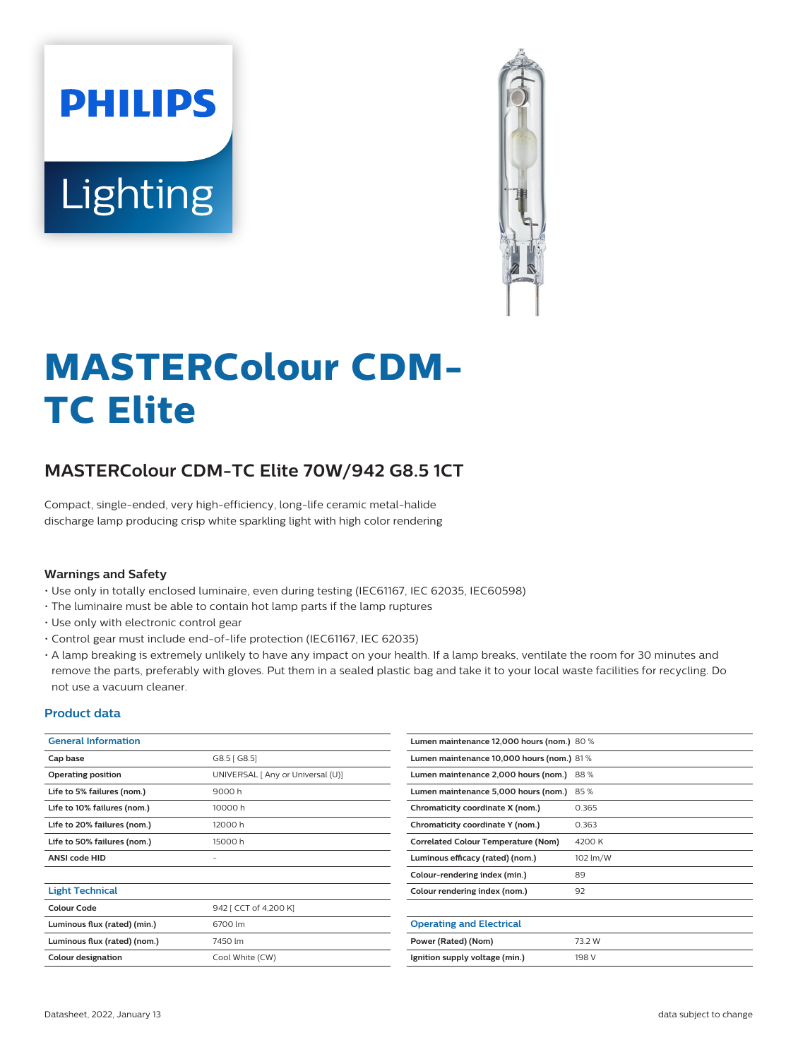# MASTERColour CDM-TC Elite

## MASTERColour CDM-TC Elite 70W/942 G8.5 1CT

Compact, single-ended, very high-efficiency, long-life ceramic metal-halide discharge lamp producing crisp white sparkling light with high color rendering

### Warnings and Safety

- Use only in totally enclosed luminaire, even during testing (IEC61167, IEC 62035, IEC60598)
- The luminaire must be able to contain hot lamp parts if the lamp ruptures
- Use only with electronic control gear
- Control gear must include end-of-life protection (IEC61167, IEC 62035)
- A lamp breaking is extremely unlikely to have any impact on your health. If a lamp breaks, ventilate the room for 30 minutes and remove the parts, preferably with gloves. Put them in a sealed plastic bag and take it to your local waste facilities for recycling. Do not use a vacuum cleaner.

## Product data

| General Information | |
|---|---|
| Cap base | G8.5 [ G8.5] |
| Operating position | UNIVERSAL [ Any or Universal (U)] |
| Life to 5% failures (nom.) | 9000 h |
| Life to 10% failures (nom.) | 10000 h |
| Life to 20% failures (nom.) | 12000 h |
| Life to 50% failures (nom.) | 15000 h |
| ANSI code HID | - |

| Light Technical | |
|---|---|
| Colour Code | 942 [ CCT of 4,200 K] |
| Luminous flux (rated) (min.) | 6700 lm |
| Luminous flux (rated) (nom.) | 7450 lm |
| Colour designation | Cool White (CW) |
| Lumen maintenance 12,000 hours (nom.) | 80 % |
| Lumen maintenance 10,000 hours (nom.) | 81 % |
| Lumen maintenance 2,000 hours (nom.) | 88 % |
| Lumen maintenance 5,000 hours (nom.) | 85 % |
| Chromaticity coordinate X (nom.) | 0.365 |
| Chromaticity coordinate Y (nom.) | 0.363 |
| Correlated Colour Temperature (Nom) | 4200 K |
| Luminous efficacy (rated) (nom.) | 102 lm/W |
| Colour-rendering index (min.) | 89 |
| Colour rendering index (nom.) | 92 |

| Operating and Electrical | |
|---|---|
| Power (Rated) (Nom) | 73.2 W |
| Ignition supply voltage (min.) | 198 V |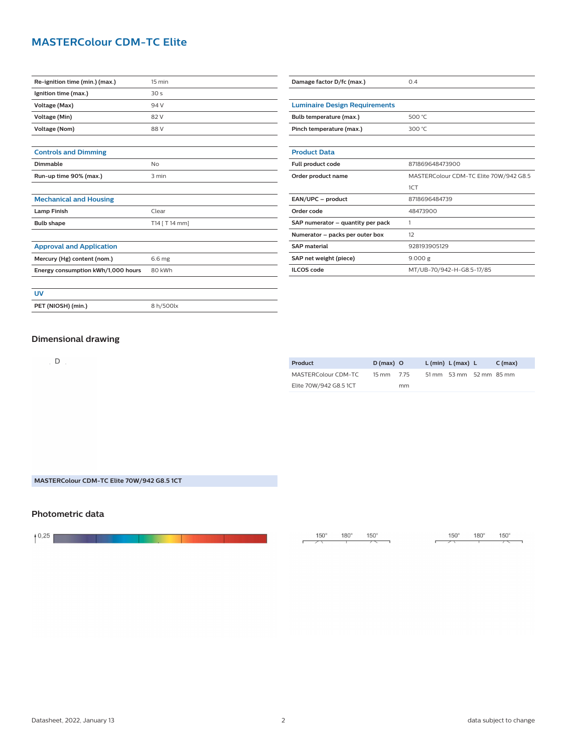# MASTERColour CDM-TC Elite

| | |
|---|---|
| **Re-ignition time (min.) (max.)** | 15 min |
| **Ignition time (max.)** | 30 s |
| **Voltage (Max)** | 94 V |
| **Voltage (Min)** | 82 V |
| **Voltage (Nom)** | 88 V |

### Controls and Dimming

| | |
|---|---|
| **Dimmable** | No |
| **Run-up time 90% (max.)** | 3 min |

### Mechanical and Housing

| | |
|---|---|
| **Lamp Finish** | Clear |
| **Bulb shape** | T14 [ T 14 mm] |

### Approval and Application

| | |
|---|---|
| **Mercury (Hg) content (nom.)** | 6.6 mg |
| **Energy consumption kWh/1,000 hours** | 80 kWh |

### UV

| | |
|---|---|
| **PET (NIOSH) (min.)** | 8 h/500lx |

| | |
|---|---|
| **Damage factor D/fc (max.)** | 0.4 |

### Luminaire Design Requirements

| | |
|---|---|
| **Bulb temperature (max.)** | 500 °C |
| **Pinch temperature (max.)** | 300 °C |

### Product Data

| | |
|---|---|
| **Full product code** | 871869648473900 |
| **Order product name** | MASTERColour CDM-TC Elite 70W/942 G8.5 1CT |
| **EAN/UPC – product** | 8718696484739 |
| **Order code** | 48473900 |
| **SAP numerator – quantity per pack** | 1 |
| **Numerator – packs per outer box** | 12 |
| **SAP material** | 928193905129 |
| **SAP net weight (piece)** | 9.000 g |
| **ILCOS code** | MT/UB-70/942-H-G8.5-17/85 |

## Dimensional drawing

D

MASTERColour CDM-TC Elite 70W/942 G8.5 1CT

| Product | D (max) | O | L (min) | L (max) | L | C (max) |
|---|---|---|---|---|---|---|
| MASTERColour CDM-TC Elite 70W/942 G8.5 1CT | 15 mm | 7.75 mm | 51 mm | 53 mm | 52 mm | 85 mm |

## Photometric data

0,25

150° 180° 150°

150° 180° 150°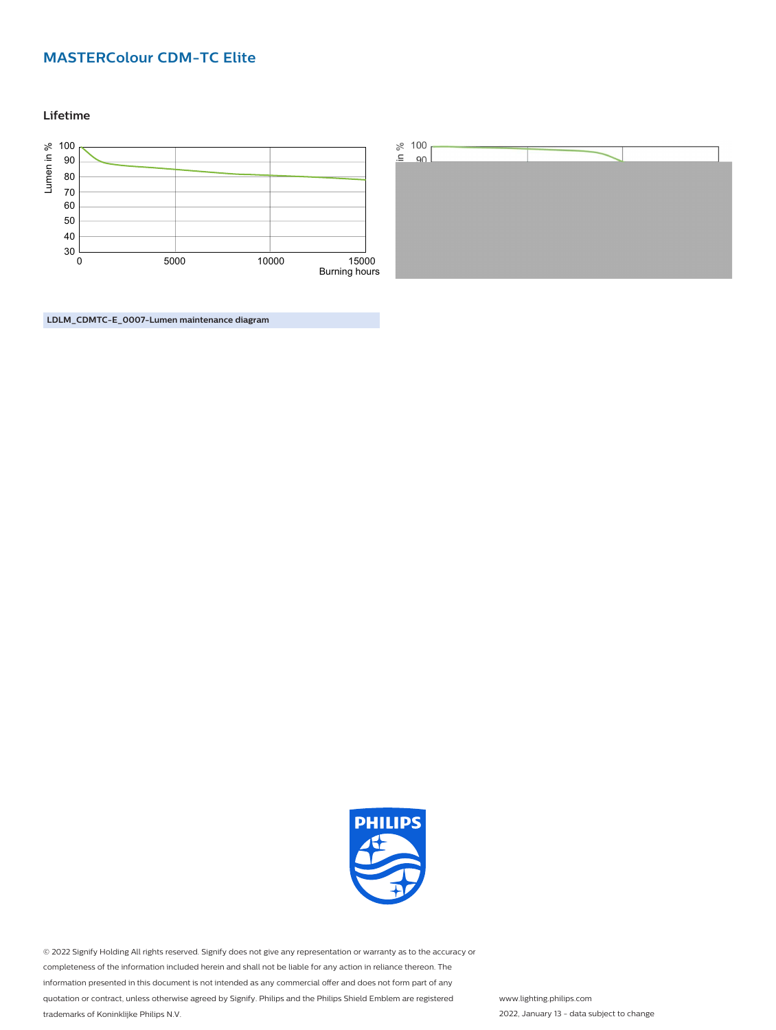# MASTERColour CDM-TC Elite

## Lifetime

Lumen in %

100
90
80
70
60
50
40
30

0
5000
10000
15000
Burning hours

in %
100
90

LDLM_CDMTC-E_0007-Lumen maintenance diagram

© 2022 Signify Holding All rights reserved. Signify does not give any representation or warranty as to the accuracy or completeness of the information included herein and shall not be liable for any action in reliance thereon. The information presented in this document is not intended as any commercial offer and does not form part of any quotation or contract, unless otherwise agreed by Signify. Philips and the Philips Shield Emblem are registered trademarks of Koninklijke Philips N.V.

www.lighting.philips.com
2022, January 13 - data subject to change